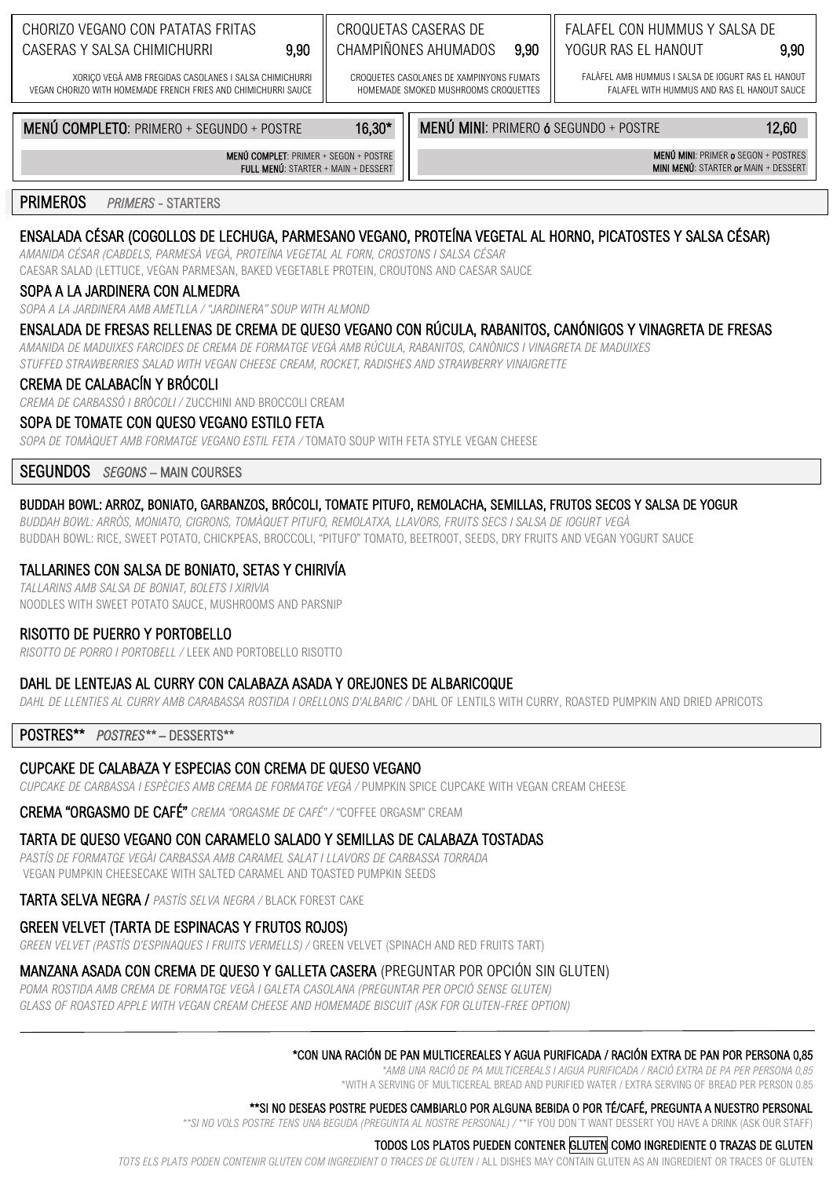| CHORIZO VEGANO CON PATATAS FRITAS CASERAS Y SALSA CHIMICHURRI 9,90 | CROQUETAS CASERAS DE CHAMPIÑONES AHUMADOS 9,90 | FALAFEL CON HUMMUS Y SALSA DE YOGUR RAS EL HANOUT 9,90 |
|---|---|---|
| XORIÇO VEGÀ AMB FREGIDAS CASOLANES I SALSA CHIMICHURRI<br>VEGAN CHORIZO WITH HOMEMADE FRENCH FRIES AND CHIMICHURRI SAUCE | CROQUETES CASOLANES DE XAMPINYONS FUMATS<br>HOMEMADE SMOKED MUSHROOMS CROQUETTES | FALÀFEL AMB HUMMUS I SALSA DE IOGURT RAS EL HANOUT<br>FALAFEL WITH HUMMUS AND RAS EL HANOUT SAUCE |

**MENÚ COMPLETO**: PRIMERO + SEGUNDO + POSTRE **16,30***

**MENÚ COMPLET**: PRIMER + SEGON + POSTRE
**FULL MENÚ**: STARTER + MAIN + DESSERT

**MENÚ MINI**: PRIMERO **ó** SEGUNDO + POSTRE **12,60**

**MENÚ MINI**: PRIMER **o** SEGON + POSTRES
**MINI MENÚ**: STARTER **or** MAIN + DESSERT

## PRIMEROS *PRIMERS* - STARTERS

### ENSALADA CÉSAR (COGOLLOS DE LECHUGA, PARMESANO VEGANO, PROTEÍNA VEGETAL AL HORNO, PICATOSTES Y SALSA CÉSAR)
*AMANIDA CÉSAR (CABDELS, PARMESÀ VEGÀ, PROTEÏNA VEGETAL AL FORN, CROSTONS I SALSA CÉSAR*
CAESAR SALAD (LETTUCE, VEGAN PARMESAN, BAKED VEGETABLE PROTEIN, CROUTONS AND CAESAR SAUCE

### SOPA A LA JARDINERA CON ALMEDRA
*SOPA A LA JARDINERA AMB AMETLLA / "JARDINERA" SOUP WITH ALMOND*

### ENSALADA DE FRESAS RELLENAS DE CREMA DE QUESO VEGANO CON RÚCULA, RABANITOS, CANÓNIGOS Y VINAGRETA DE FRESAS
*AMANIDA DE MADUIXES FARCIDES DE CREMA DE FORMATGE VEGÀ AMB RÚCULA, RABANITOS, CANÒNICS I VINAGRETA DE MADUIXES*
*STUFFED STRAWBERRIES SALAD WITH VEGAN CHEESE CREAM, ROCKET, RADISHES AND STRAWBERRY VINAIGRETTE*

### CREMA DE CALABACÍN Y BRÓCOLI
*CREMA DE CARBASSÓ I BRÒCOLI /* ZUCCHINI AND BROCCOLI CREAM

### SOPA DE TOMATE CON QUESO VEGANO ESTILO FETA
*SOPA DE TOMÀQUET AMB FORMATGE VEGANO ESTIL FETA /* TOMATO SOUP WITH FETA STYLE VEGAN CHEESE

## SEGUNDOS *SEGONS* – MAIN COURSES

### BUDDAH BOWL: ARROZ, BONIATO, GARBANZOS, BRÓCOLI, TOMATE PITUFO, REMOLACHA, SEMILLAS, FRUTOS SECOS Y SALSA DE YOGUR
*BUDDAH BOWL: ARRÒS, MONIATO, CIGRONS, TOMÀQUET PITUFO, REMOLATXA, LLAVORS, FRUITS SECS I SALSA DE IOGURT VEGÀ*
BUDDAH BOWL: RICE, SWEET POTATO, CHICKPEAS, BROCCOLI, "PITUFO" TOMATO, BEETROOT, SEEDS, DRY FRUITS AND VEGAN YOGURT SAUCE

### TALLARINES CON SALSA DE BONIATO, SETAS Y CHIRIVÍA
*TALLARINS AMB SALSA DE BONIAT, BOLETS I XIRIVIA*
NOODLES WITH SWEET POTATO SAUCE, MUSHROOMS AND PARSNIP

### RISOTTO DE PUERRO Y PORTOBELLO
*RISOTTO DE PORRO I PORTOBELL /* LEEK AND PORTOBELLO RISOTTO

### DAHL DE LENTEJAS AL CURRY CON CALABAZA ASADA Y OREJONES DE ALBARICOQUE
*DAHL DE LLENTIES AL CURRY AMB CARABASSA ROSTIDA I ORELLONS D'ALBARIC /* DAHL OF LENTILS WITH CURRY, ROASTED PUMPKIN AND DRIED APRICOTS

## POSTRES** *POSTRES*** – DESSERTS**

### CUPCAKE DE CALABAZA Y ESPECIAS CON CREMA DE QUESO VEGANO
*CUPCAKE DE CARBASSA I ESPÈCIES AMB CREMA DE FORMATGE VEGÀ /* PUMPKIN SPICE CUPCAKE WITH VEGAN CREAM CHEESE

**CREMA "ORGASMO DE CAFÉ"** *CREMA "ORGASME DE CAFÉ" /* "COFFEE ORGASM" CREAM

### TARTA DE QUESO VEGANO CON CARAMELO SALADO Y SEMILLAS DE CALABAZA TOSTADAS
*PASTÍS DE FORMATGE VEGÀI CARBASSA AMB CARAMEL SALAT I LLAVORS DE CARBASSA TORRADA*
VEGAN PUMPKIN CHEESECAKE WITH SALTED CARAMEL AND TOASTED PUMPKIN SEEDS

**TARTA SELVA NEGRA /** *PASTÍS SELVA NEGRA /* BLACK FOREST CAKE

### GREEN VELVET (TARTA DE ESPINACAS Y FRUTOS ROJOS)
*GREEN VELVET (PASTÍS D'ESPINAQUES I FRUITS VERMELLS) /* GREEN VELVET (SPINACH AND RED FRUITS TART)

### MANZANA ASADA CON CREMA DE QUESO Y GALLETA CASERA (PREGUNTAR POR OPCIÓN SIN GLUTEN)
*POMA ROSTIDA AMB CREMA DE FORMATGE VEGÀ I GALETA CASOLANA (PREGUNTAR PER OPCIÓ SENSE GLUTEN)*
*GLASS OF ROASTED APPLE WITH VEGAN CREAM CHEESE AND HOMEMADE BISCUIT (ASK FOR GLUTEN-FREE OPTION)*

---

**\*CON UNA RACIÓN DE PAN MULTICEREALES Y AGUA PURIFICADA / RACIÓN EXTRA DE PAN POR PERSONA 0,85**
*\*AMB UNA RACIÓ DE PA MULTICEREALS I AIGUA PURIFICADA / RACIÓ EXTRA DE PA PER PERSONA 0,85*
\*WITH A SERVING OF MULTICEREAL BREAD AND PURIFIED WATER / EXTRA SERVING OF BREAD PER PERSON 0.85

**\*\*SI NO DESEAS POSTRE PUEDES CAMBIARLO POR ALGUNA BEBIDA O POR TÉ/CAFÉ, PREGUNTA A NUESTRO PERSONAL**
*\*\*SI NO VOLS POSTRE TENS UNA BEGUDA (PREGUNTA AL NOSTRE PERSONAL) /* \*\*IF YOU DON'T WANT DESSERT YOU HAVE A DRINK (ASK OUR STAFF)

**TODOS LOS PLATOS PUEDEN CONTENER GLUTEN COMO INGREDIENTE O TRAZAS DE GLUTEN**
*TOTS ELS PLATS PODEN CONTENIR GLUTEN COM INGREDIENT O TRACES DE GLUTEN /* ALL DISHES MAY CONTAIN GLUTEN AS AN INGREDIENT OR TRACES OF GLUTEN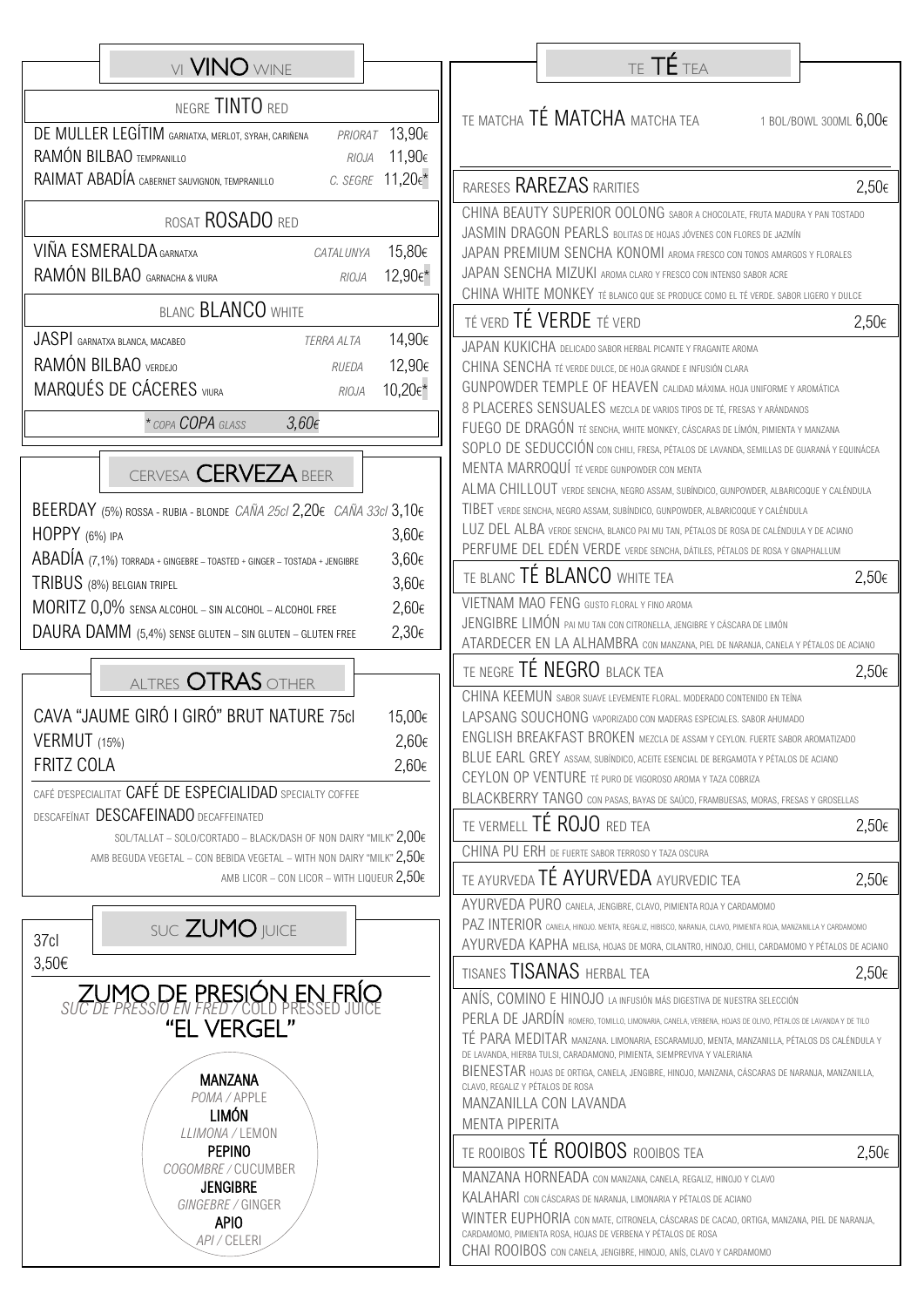## VI **VINO** WINE

### NEGRE **TINTO** RED

| | | |
|---|---|---|
| DE MULLER LEGÍTIM GARNATXA, MERLOT, SYRAH, CARIÑENA | *PRIORAT* | 13,90€ |
| RAMÓN BILBAO TEMPRANILLO | *RIOJA* | 11,90€ |
| RAIMAT ABADÍA CABERNET SAUVIGNON, TEMPRANILLO | *C. SEGRE* | 11,20€* |

### ROSAT **ROSADO** RED

| | | |
|---|---|---|
| VIÑA ESMERALDA GARNATXA | *CATALUNYA* | 15,80€ |
| RAMÓN BILBAO GARNACHA & VIURA | *RIOJA* | 12,90€* |

### BLANC **BLANCO** WHITE

| | | |
|---|---|---|
| JASPI GARNATXA BLANCA, MACABEO | *TERRA ALTA* | 14,90€ |
| RAMÓN BILBAO VERDEJO | *RUEDA* | 12,90€ |
| MARQUÉS DE CÁCERES VIURA | *RIOJA* | 10,20€* |

*\* COPA **COPA** GLASS 3,60€*

## CERVESA **CERVEZA** BEER

| | |
|---|---|
| BEERDAY (5%) ROSSA - RUBIA - BLONDE *CAÑA 25cl* 2,20€ *CAÑA 33cl* 3,10€ | |
| HOPPY (6%) IPA | 3,60€ |
| ABADÍA (7,1%) TORRADA + GINGEBRE – TOASTED + GINGER – TOSTADA + JENGIBRE | 3,60€ |
| TRIBUS (8%) BELGIAN TRIPEL | 3,60€ |
| MORITZ 0,0% SENSA ALCOHOL – SIN ALCOHOL – ALCOHOL FREE | 2,60€ |
| DAURA DAMM (5,4%) SENSE GLUTEN – SIN GLUTEN – GLUTEN FREE | 2,30€ |

## ALTRES **OTRAS** OTHER

| | |
|---|---|
| CAVA "JAUME GIRÓ I GIRÓ" BRUT NATURE 75cl | 15,00€ |
| VERMUT (15%) | 2,60€ |
| FRITZ COLA | 2,60€ |

CAFÉ D'ESPECIALITAT **CAFÉ DE ESPECIALIDAD** SPECIALTY COFFEE

DESCAFEÏNAT **DESCAFEINADO** DECAFFEINATED

| | |
|---|---|
| SOL/TALLAT – SOLO/CORTADO – BLACK/DASH OF NON DAIRY "MILK" | 2,00€ |
| AMB BEGUDA VEGETAL – CON BEBIDA VEGETAL – WITH NON DAIRY "MILK" | 2,50€ |
| AMB LICOR – CON LICOR – WITH LIQUEUR | 2,50€ |

## SUC **ZUMO** JUICE

37cl
3,50€

### ZUMO DE PRESIÓN EN FRÍO
*SUC DE PRESSIÓ EN FRED* / COLD PRESSED JUICE

**"EL VERGEL"**

**MANZANA**
*POMA* / APPLE
**LIMÓN**
*LLIMONA* / LEMON
**PEPINO**
*COGOMBRE* / CUCUMBER
**JENGIBRE**
*GINGEBRE* / GINGER
**APIO**
*API* / CELERI

## TE **TÉ** TEA

TE MATCHA **TÉ MATCHA** MATCHA TEA — 1 BOL/BOWL 300ML 6,00€

### RARESES **RAREZAS** RARITIES — 2,50€

- CHINA BEAUTY SUPERIOR OOLONG SABOR A CHOCOLATE, FRUTA MADURA Y PAN TOSTADO
- JASMIN DRAGON PEARLS BOLITAS DE HOJAS JÓVENES CON FLORES DE JAZMÍN
- JAPAN PREMIUM SENCHA KONOMI AROMA FRESCO CON TONOS AMARGOS Y FLORALES
- JAPAN SENCHA MIZUKI AROMA CLARO Y FRESCO CON INTENSO SABOR ACRE
- CHINA WHITE MONKEY TÉ BLANCO QUE SE PRODUCE COMO EL TÉ VERDE. SABOR LIGERO Y DULCE

### TÉ VERD **TÉ VERDE** TÉ VERD — 2,50€

- JAPAN KUKICHA DELICADO SABOR HERBAL PICANTE Y FRAGANTE AROMA
- CHINA SENCHA TÉ VERDE DULCE, DE HOJA GRANDE E INFUSIÓN CLARA
- GUNPOWDER TEMPLE OF HEAVEN CALIDAD MÁXIMA. HOJA UNIFORME Y AROMÁTICA
- 8 PLACERES SENSUALES MEZCLA DE VARIOS TIPOS DE TÉ, FRESAS Y ARÁNDANOS
- FUEGO DE DRAGÓN TÉ SENCHA, WHITE MONKEY, CÁSCARAS DE LIMÓN, PIMIENTA Y MANZANA
- SOPLO DE SEDUCCIÓN CON CHILI, FRESA, PÉTALOS DE LAVANDA, SEMILLAS DE GUARANÁ Y EQUINÁCEA
- MENTA MARROQUÍ TÉ VERDE GUNPOWDER CON MENTA
- ALMA CHILLOUT VERDE SENCHA, NEGRO ASSAM, SUBÍNDICO, GUNPOWDER, ALBARICOQUE Y CALÉNDULA
- TIBET VERDE SENCHA, NEGRO ASSAM, SUBÍNDICO, GUNPOWDER, ALBARICOQUE Y CALÉNDULA
- LUZ DEL ALBA VERDE SENCHA, BLANCO PAI MU TAN, PÉTALOS DE ROSA DE CALÉNDULA Y DE ACIANO
- PERFUME DEL EDÉN VERDE VERDE SENCHA, DÁTILES, PÉTALOS DE ROSA Y GNAPHALLUM

### TE BLANC **TÉ BLANCO** WHITE TEA — 2,50€

- VIETNAM MAO FENG GUSTO FLORAL Y FINO AROMA
- JENGIBRE LIMÓN PAI MU TAN CON CITRONELLA, JENGIBRE Y CÁSCARA DE LIMÓN
- ATARDECER EN LA ALHAMBRA CON MANZANA, PIEL DE NARANJA, CANELA Y PÉTALOS DE ACIANO

### TE NEGRE **TÉ NEGRO** BLACK TEA — 2,50€

- CHINA KEEMUN SABOR SUAVE LEVEMENTE FLORAL. MODERADO CONTENIDO EN TEÍNA
- LAPSANG SOUCHONG VAPORIZADO CON MADERAS ESPECIALES. SABOR AHUMADO
- ENGLISH BREAKFAST BROKEN MEZCLA DE ASSAM Y CEYLON. FUERTE SABOR AROMATIZADO
- BLUE EARL GREY ASSAM, SUBÍNDICO, ACEITE ESENCIAL DE BERGAMOTA Y PÉTALOS DE ACIANO
- CEYLON OP VENTURE TÉ PURO DE VIGOROSO AROMA Y TAZA COBRIZA
- BLACKBERRY TANGO CON PASAS, BAYAS DE SAÚCO, FRAMBUESAS, MORAS, FRESAS Y GROSELLAS

### TE VERMELL **TÉ ROJO** RED TEA — 2,50€

- CHINA PU ERH DE FUERTE SABOR TERROSO Y TAZA OSCURA

### TE AYURVEDA **TÉ AYURVEDA** AYURVEDIC TEA — 2,50€

- AYURVEDA PURO CANELA, JENGIBRE, CLAVO, PIMIENTA ROJA Y CARDAMOMO
- PAZ INTERIOR CANELA, HINOJO. MENTA, REGALIZ, HIBISCO, NARANJA, CLAVO, PIMIENTA ROJA, MANZANILLA Y CARDAMOMO
- AYURVEDA KAPHA MELISA, HOJAS DE MORA, CILANTRO, HINOJO, CHILI, CARDAMOMO Y PÉTALOS DE ACIANO

### TISANES **TISANAS** HERBAL TEA — 2,50€

- ANÍS, COMINO E HINOJO LA INFUSIÓN MÁS DIGESTIVA DE NUESTRA SELECCIÓN
- PERLA DE JARDÍN ROMERO, TOMILLO, LIMONARIA, CANELA, VERBENA, HOJAS DE OLIVO, PÉTALOS DE LAVANDA Y DE TILO
- TÉ PARA MEDITAR MANZANA. LIMONARIA, ESCARAMUJO, MENTA, MANZANILLA, PÉTALOS DS CALÉNDULA Y DE LAVANDA, HIERBA TULSI, CARADAMONO, PIMIENTA, SIEMPREVIVA Y VALERIANA
- BIENESTAR HOJAS DE ORTIGA, CANELA, JENGIBRE, HINOJO, MANZANA, CÁSCARAS DE NARANJA, MANZANILLA, CLAVO, REGALIZ Y PÉTALOS DE ROSA
- MANZANILLA CON LAVANDA
- MENTA PIPERITA

### TE ROOIBOS **TÉ ROOIBOS** ROOIBOS TEA — 2,50€

- MANZANA HORNEADA CON MANZANA, CANELA, REGALIZ, HINOJO Y CLAVO
- KALAHARI CON CÁSCARAS DE NARANJA, LIMONARIA Y PÉTALOS DE ACIANO
- WINTER EUPHORIA CON MATE, CITRONELA, CÁSCARAS DE CACAO, ORTIGA, MANZANA, PIEL DE NARANJA, CARDAMOMO, PIMIENTA ROSA, HOJAS DE VERBENA Y PÉTALOS DE ROSA
- CHAI ROOIBOS CON CANELA, JENGIBRE, HINOJO, ANÍS, CLAVO Y CARDAMOMO